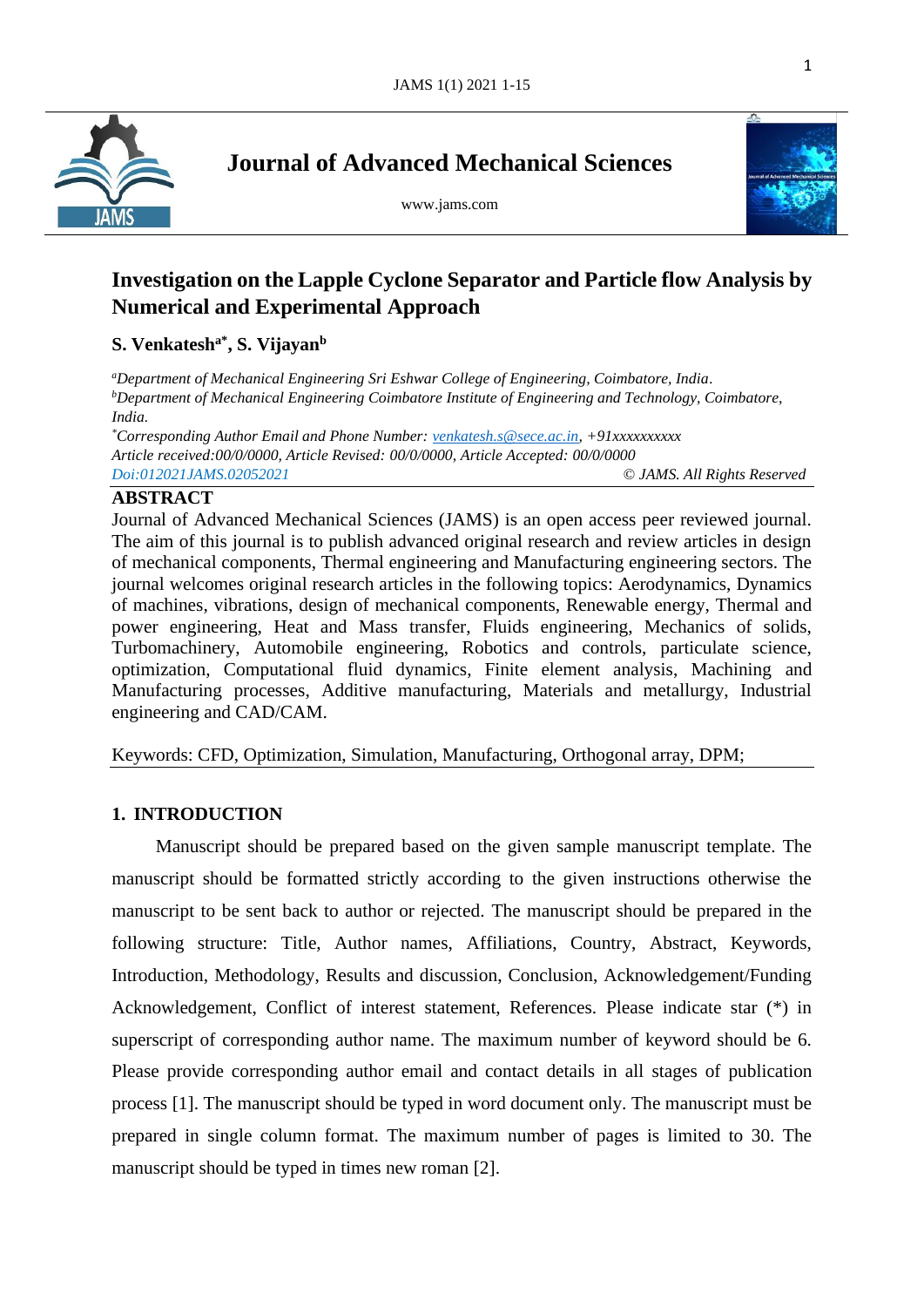# Journal of Advanced Mechanical Sciences

www.jams.com

## Investigation on the Lapple Cyclone Separator and Particle flow Analysis by Numerical and Experimental Approach

**S. Venkatesh[a*], S. Vijayan[b]**

*[a]Department of Mechanical Engineering Sri Eshwar College of Engineering, Coimbatore, India.*
*[b]Department of Mechanical Engineering Coimbatore Institute of Engineering and Technology, Coimbatore, India.*
*[*]Corresponding Author Email and Phone Number: venkatesh.s@sece.ac.in, +91xxxxxxxxxx*
*Article received:00/0/0000, Article Revised: 00/0/0000, Article Accepted: 00/0/0000*
*Doi:012021JAMS.02052021* *© JAMS. All Rights Reserved*

### ABSTRACT

Journal of Advanced Mechanical Sciences (JAMS) is an open access peer reviewed journal. The aim of this journal is to publish advanced original research and review articles in design of mechanical components, Thermal engineering and Manufacturing engineering sectors. The journal welcomes original research articles in the following topics: Aerodynamics, Dynamics of machines, vibrations, design of mechanical components, Renewable energy, Thermal and power engineering, Heat and Mass transfer, Fluids engineering, Mechanics of solids, Turbomachinery, Automobile engineering, Robotics and controls, particulate science, optimization, Computational fluid dynamics, Finite element analysis, Machining and Manufacturing processes, Additive manufacturing, Materials and metallurgy, Industrial engineering and CAD/CAM.

Keywords: CFD, Optimization, Simulation, Manufacturing, Orthogonal array, DPM;

## 1. INTRODUCTION

Manuscript should be prepared based on the given sample manuscript template. The manuscript should be formatted strictly according to the given instructions otherwise the manuscript to be sent back to author or rejected. The manuscript should be prepared in the following structure: Title, Author names, Affiliations, Country, Abstract, Keywords, Introduction, Methodology, Results and discussion, Conclusion, Acknowledgement/Funding Acknowledgement, Conflict of interest statement, References. Please indicate star (*) in superscript of corresponding author name. The maximum number of keyword should be 6. Please provide corresponding author email and contact details in all stages of publication process [1]. The manuscript should be typed in word document only. The manuscript must be prepared in single column format. The maximum number of pages is limited to 30. The manuscript should be typed in times new roman [2].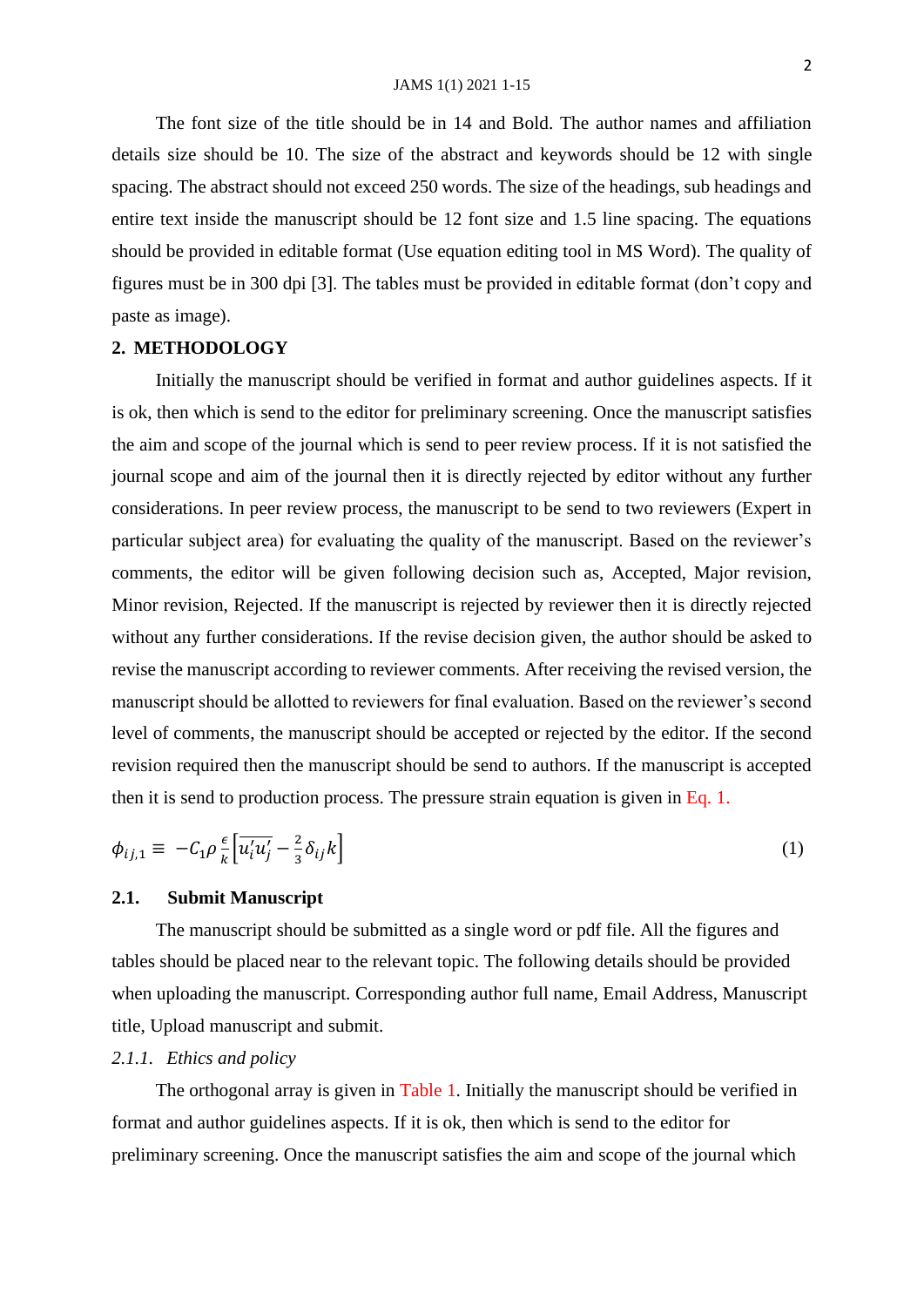The font size of the title should be in 14 and Bold. The author names and affiliation details size should be 10. The size of the abstract and keywords should be 12 with single spacing. The abstract should not exceed 250 words. The size of the headings, sub headings and entire text inside the manuscript should be 12 font size and 1.5 line spacing. The equations should be provided in editable format (Use equation editing tool in MS Word). The quality of figures must be in 300 dpi [3]. The tables must be provided in editable format (don't copy and paste as image).

## 2. METHODOLOGY

Initially the manuscript should be verified in format and author guidelines aspects. If it is ok, then which is send to the editor for preliminary screening. Once the manuscript satisfies the aim and scope of the journal which is send to peer review process. If it is not satisfied the journal scope and aim of the journal then it is directly rejected by editor without any further considerations. In peer review process, the manuscript to be send to two reviewers (Expert in particular subject area) for evaluating the quality of the manuscript. Based on the reviewer's comments, the editor will be given following decision such as, Accepted, Major revision, Minor revision, Rejected. If the manuscript is rejected by reviewer then it is directly rejected without any further considerations. If the revise decision given, the author should be asked to revise the manuscript according to reviewer comments. After receiving the revised version, the manuscript should be allotted to reviewers for final evaluation. Based on the reviewer's second level of comments, the manuscript should be accepted or rejected by the editor. If the second revision required then the manuscript should be send to authors. If the manuscript is accepted then it is send to production process. The pressure strain equation is given in Eq. 1.

$$\phi_{ij,1} \equiv -C_1 \rho \frac{\epsilon}{k} \left[ \overline{u_i' u_j'} - \frac{2}{3} \delta_{ij} k \right] \tag{1}$$

### 2.1. Submit Manuscript

The manuscript should be submitted as a single word or pdf file. All the figures and tables should be placed near to the relevant topic. The following details should be provided when uploading the manuscript. Corresponding author full name, Email Address, Manuscript title, Upload manuscript and submit.

#### *2.1.1. Ethics and policy*

The orthogonal array is given in Table 1. Initially the manuscript should be verified in format and author guidelines aspects. If it is ok, then which is send to the editor for preliminary screening. Once the manuscript satisfies the aim and scope of the journal which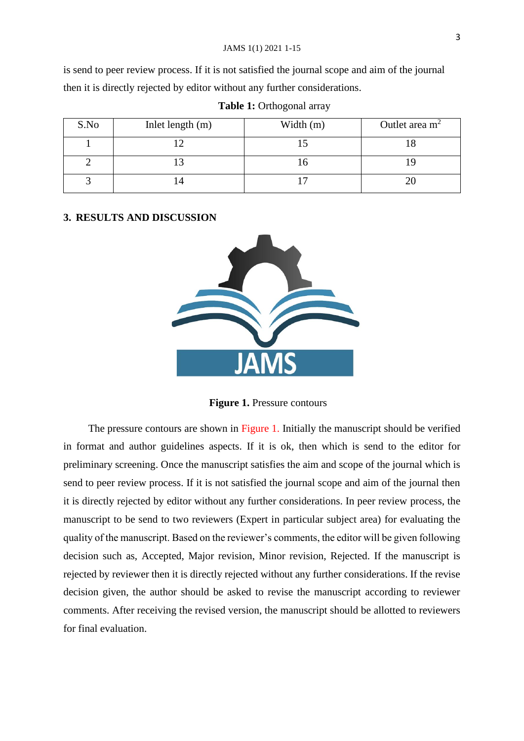is send to peer review process. If it is not satisfied the journal scope and aim of the journal then it is directly rejected by editor without any further considerations.

**Table 1:** Orthogonal array

| S.No | Inlet length (m) | Width (m) | Outlet area $m^2$ |
|---|---|---|---|
| 1 | 12 | 15 | 18 |
| 2 | 13 | 16 | 19 |
| 3 | 14 | 17 | 20 |

## 3. RESULTS AND DISCUSSION

**Figure 1.** Pressure contours

The pressure contours are shown in Figure 1. Initially the manuscript should be verified in format and author guidelines aspects. If it is ok, then which is send to the editor for preliminary screening. Once the manuscript satisfies the aim and scope of the journal which is send to peer review process. If it is not satisfied the journal scope and aim of the journal then it is directly rejected by editor without any further considerations. In peer review process, the manuscript to be send to two reviewers (Expert in particular subject area) for evaluating the quality of the manuscript. Based on the reviewer's comments, the editor will be given following decision such as, Accepted, Major revision, Minor revision, Rejected. If the manuscript is rejected by reviewer then it is directly rejected without any further considerations. If the revise decision given, the author should be asked to revise the manuscript according to reviewer comments. After receiving the revised version, the manuscript should be allotted to reviewers for final evaluation.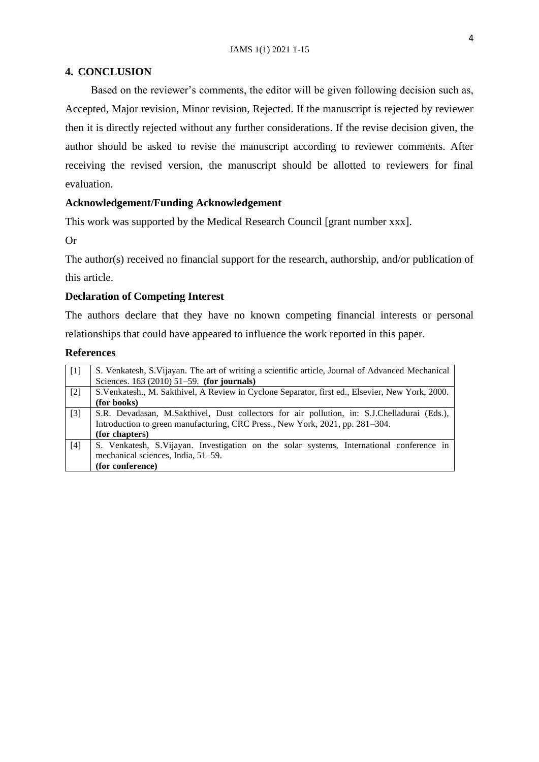## 4. CONCLUSION

Based on the reviewer's comments, the editor will be given following decision such as, Accepted, Major revision, Minor revision, Rejected. If the manuscript is rejected by reviewer then it is directly rejected without any further considerations. If the revise decision given, the author should be asked to revise the manuscript according to reviewer comments. After receiving the revised version, the manuscript should be allotted to reviewers for final evaluation.

### Acknowledgement/Funding Acknowledgement

This work was supported by the Medical Research Council [grant number xxx].

Or

The author(s) received no financial support for the research, authorship, and/or publication of this article.

### Declaration of Competing Interest

The authors declare that they have no known competing financial interests or personal relationships that could have appeared to influence the work reported in this paper.

### References

| | |
|---|---|
| [1] | S. Venkatesh, S.Vijayan. The art of writing a scientific article, Journal of Advanced Mechanical Sciences. 163 (2010) 51–59. **(for journals)** |
| [2] | S.Venkatesh., M. Sakthivel, A Review in Cyclone Separator, first ed., Elsevier, New York, 2000. **(for books)** |
| [3] | S.R. Devadasan, M.Sakthivel, Dust collectors for air pollution, in: S.J.Chelladurai (Eds.), Introduction to green manufacturing, CRC Press., New York, 2021, pp. 281–304. **(for chapters)** |
| [4] | S. Venkatesh, S.Vijayan. Investigation on the solar systems, International conference in mechanical sciences, India, 51–59. **(for conference)** |